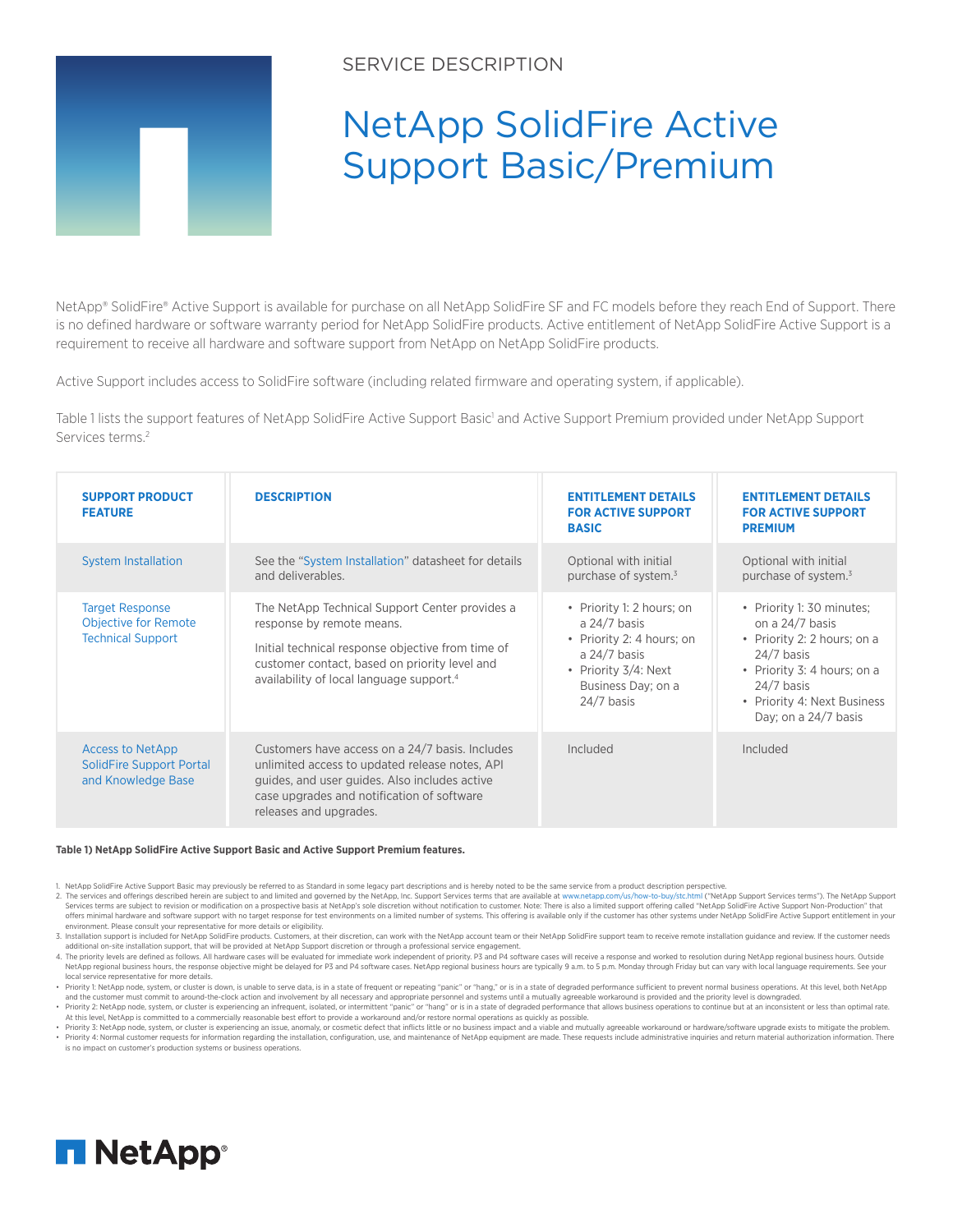SERVICE DESCRIPTION

# NetApp SolidFire Active Support Basic/Premium

NetApp® SolidFire® Active Support is available for purchase on all NetApp SolidFire SF and FC models before they reach End of Support. There is no defined hardware or software warranty period for NetApp SolidFire products. Active entitlement of NetApp SolidFire Active Support is a requirement to receive all hardware and software support from NetApp on NetApp SolidFire products.

Active Support includes access to SolidFire software (including related firmware and operating system, if applicable).

Table 1 lists the support features of NetApp SolidFire Active Support Basic[1] and Active Support Premium provided under NetApp Support Services terms.[2]

| SUPPORT PRODUCT FEATURE | DESCRIPTION | ENTITLEMENT DETAILS FOR ACTIVE SUPPORT BASIC | ENTITLEMENT DETAILS FOR ACTIVE SUPPORT PREMIUM |
|---|---|---|---|
| System Installation | See the "System Installation" datasheet for details and deliverables. | Optional with initial purchase of system.[3] | Optional with initial purchase of system.[3] |
| Target Response Objective for Remote Technical Support | The NetApp Technical Support Center provides a response by remote means.<br><br>Initial technical response objective from time of customer contact, based on priority level and availability of local language support.[4] | • Priority 1: 2 hours; on a 24/7 basis<br>• Priority 2: 4 hours; on a 24/7 basis<br>• Priority 3/4: Next Business Day; on a 24/7 basis | • Priority 1: 30 minutes; on a 24/7 basis<br>• Priority 2: 2 hours; on a 24/7 basis<br>• Priority 3: 4 hours; on a 24/7 basis<br>• Priority 4: Next Business Day; on a 24/7 basis |
| Access to NetApp SolidFire Support Portal and Knowledge Base | Customers have access on a 24/7 basis. Includes unlimited access to updated release notes, API guides, and user guides. Also includes active case upgrades and notification of software releases and upgrades. | Included | Included |

**Table 1) NetApp SolidFire Active Support Basic and Active Support Premium features.**

1. NetApp SolidFire Active Support Basic may previously be referred to as Standard in some legacy part descriptions and is hereby noted to be the same service from a product description perspective.
2. The services and offerings described herein are subject to and limited and governed by the NetApp, Inc. Support Services terms that are available at www.netapp.com/us/how-to-buy/stc.html ("NetApp Support Services terms"). The NetApp Support Services terms are subject to revision or modification on a prospective basis at NetApp's sole discretion without notification to customer. Note: There is also a limited support offering called "NetApp SolidFire Active Support Non-Production" that offers minimal hardware and software support with no target response for test environments on a limited number of systems. This offering is available only if the customer has other systems under NetApp SolidFire Active Support entitlement in your environment. Please consult your representative for more details or eligibility.
3. Installation support is included for NetApp SolidFire products. Customers, at their discretion, can work with the NetApp account team or their NetApp SolidFire support team to receive remote installation guidance and review. If the customer needs additional on-site installation support, that will be provided at NetApp Support discretion or through a professional service engagement.
4. The priority levels are defined as follows. All hardware cases will be evaluated for immediate work independent of priority. P3 and P4 software cases will receive a response and worked to resolution during NetApp regional business hours. Outside NetApp regional business hours, the response objective might be delayed for P3 and P4 software cases. NetApp regional business hours are typically 9 a.m. to 5 p.m. Monday through Friday but can vary with local language requirements. See your local service representative for more details.

- Priority 1: NetApp node, system, or cluster is down, is unable to serve data, is in a state of frequent or repeating "panic" or "hang," or is in a state of degraded performance sufficient to prevent normal business operations. At this level, both NetApp and the customer must commit to around-the-clock action and involvement by all necessary and appropriate personnel and systems until a mutually agreeable workaround is provided and the priority level is downgraded.
- Priority 2: NetApp node, system, or cluster is experiencing an infrequent, isolated, or intermittent "panic" or "hang" or is in a state of degraded performance that allows business operations to continue but at an inconsistent or less than optimal rate. At this level, NetApp is committed to a commercially reasonable best effort to provide a workaround and/or restore normal operations as quickly as possible.
- Priority 3: NetApp node, system, or cluster is experiencing an issue, anomaly, or cosmetic defect that inflicts little or no business impact and a viable and mutually agreeable workaround or hardware/software upgrade exists to mitigate the problem.
- Priority 4: Normal customer requests for information regarding the installation, configuration, use, and maintenance of NetApp equipment are made. These requests include administrative inquiries and return material authorization information. There is no impact on customer's production systems or business operations.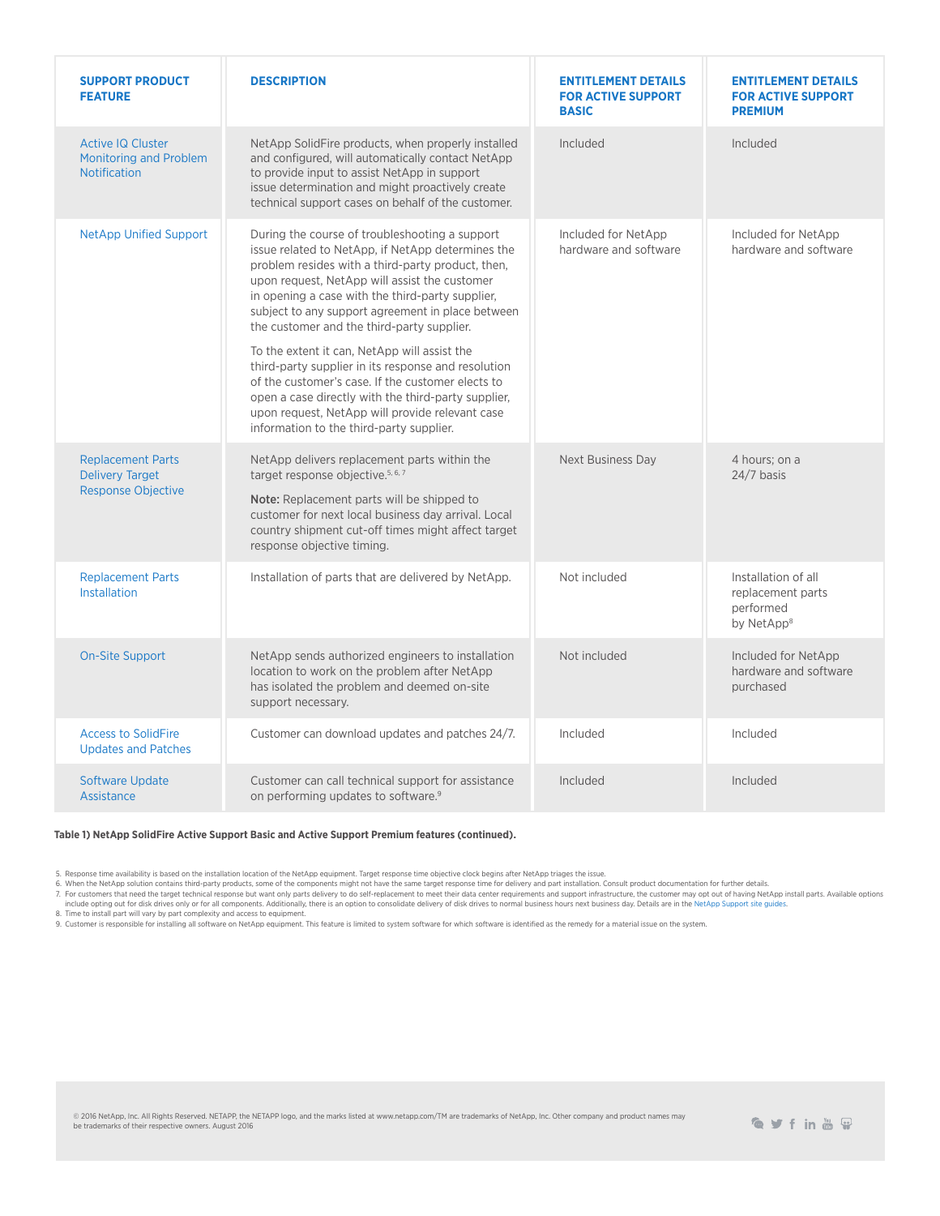| SUPPORT PRODUCT FEATURE | DESCRIPTION | ENTITLEMENT DETAILS FOR ACTIVE SUPPORT BASIC | ENTITLEMENT DETAILS FOR ACTIVE SUPPORT PREMIUM |
|---|---|---|---|
| Active IQ Cluster Monitoring and Problem Notification | NetApp SolidFire products, when properly installed and configured, will automatically contact NetApp to provide input to assist NetApp in support issue determination and might proactively create technical support cases on behalf of the customer. | Included | Included |
| NetApp Unified Support | During the course of troubleshooting a support issue related to NetApp, if NetApp determines the problem resides with a third-party product, then, upon request, NetApp will assist the customer in opening a case with the third-party supplier, subject to any support agreement in place between the customer and the third-party supplier.<br><br>To the extent it can, NetApp will assist the third-party supplier in its response and resolution of the customer's case. If the customer elects to open a case directly with the third-party supplier, upon request, NetApp will provide relevant case information to the third-party supplier. | Included for NetApp hardware and software | Included for NetApp hardware and software |
| Replacement Parts Delivery Target Response Objective | NetApp delivers replacement parts within the target response objective.[5, 6, 7]<br><br>**Note:** Replacement parts will be shipped to customer for next local business day arrival. Local country shipment cut-off times might affect target response objective timing. | Next Business Day | 4 hours; on a 24/7 basis |
| Replacement Parts Installation | Installation of parts that are delivered by NetApp. | Not included | Installation of all replacement parts performed by NetApp[8] |
| On-Site Support | NetApp sends authorized engineers to installation location to work on the problem after NetApp has isolated the problem and deemed on-site support necessary. | Not included | Included for NetApp hardware and software purchased |
| Access to SolidFire Updates and Patches | Customer can download updates and patches 24/7. | Included | Included |
| Software Update Assistance | Customer can call technical support for assistance on performing updates to software.[9] | Included | Included |

**Table 1) NetApp SolidFire Active Support Basic and Active Support Premium features (continued).**

5. Response time availability is based on the installation location of the NetApp equipment. Target response time objective clock begins after NetApp triages the issue.
6. When the NetApp solution contains third-party products, some of the components might not have the same target response time for delivery and part installation. Consult product documentation for further details.
7. For customers that need the target technical response but want only parts delivery to do self-replacement to meet their data center requirements and support infrastructure, the customer may opt out of having NetApp install parts. Available options include opting out for disk drives only or for all components. Additionally, there is an option to consolidate delivery of disk drives to normal business hours next business day. Details are in the NetApp Support site guides.
8. Time to install part will vary by part complexity and access to equipment.
9. Customer is responsible for installing all software on NetApp equipment. This feature is limited to system software for which software is identified as the remedy for a material issue on the system.

© 2016 NetApp, Inc. All Rights Reserved. NETAPP, the NETAPP logo, and the marks listed at www.netapp.com/TM are trademarks of NetApp, Inc. Other company and product names may be trademarks of their respective owners. August 2016